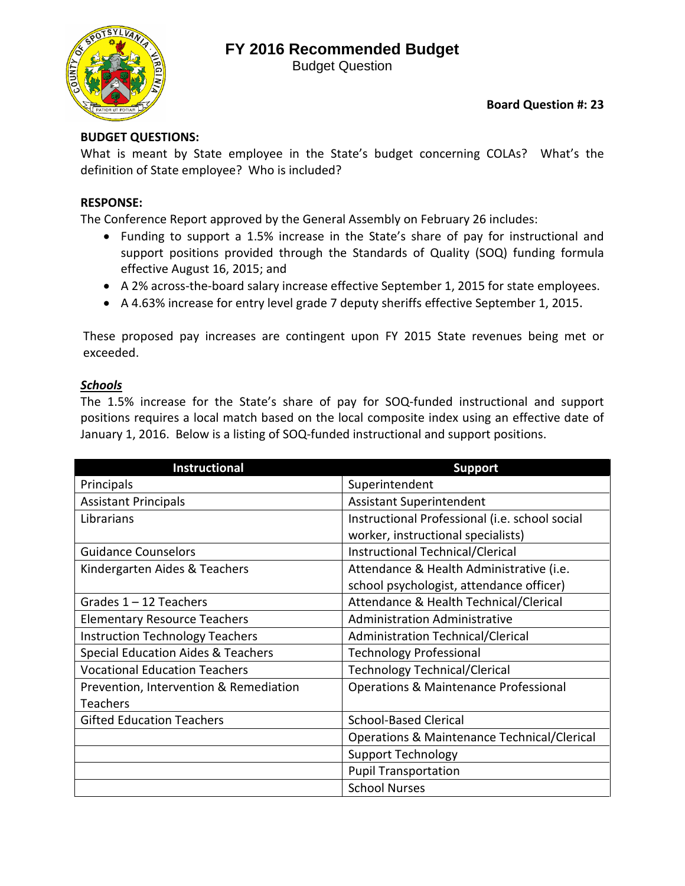# FY 2016 Recommended Budget

Budget Question

**Board Question #: 23**

**BUDGET QUESTIONS:**

What is meant by State employee in the State's budget concerning COLAs? What's the definition of State employee? Who is included?

**RESPONSE:**

The Conference Report approved by the General Assembly on February 26 includes:

- Funding to support a 1.5% increase in the State's share of pay for instructional and support positions provided through the Standards of Quality (SOQ) funding formula effective August 16, 2015; and
- A 2% across-the-board salary increase effective September 1, 2015 for state employees.
- A 4.63% increase for entry level grade 7 deputy sheriffs effective September 1, 2015.

These proposed pay increases are contingent upon FY 2015 State revenues being met or exceeded.

***Schools***

The 1.5% increase for the State's share of pay for SOQ-funded instructional and support positions requires a local match based on the local composite index using an effective date of January 1, 2016. Below is a listing of SOQ-funded instructional and support positions.

| Instructional | Support |
|---|---|
| Principals | Superintendent |
| Assistant Principals | Assistant Superintendent |
| Librarians | Instructional Professional (i.e. school social worker, instructional specialists) |
| Guidance Counselors | Instructional Technical/Clerical |
| Kindergarten Aides & Teachers | Attendance & Health Administrative (i.e. school psychologist, attendance officer) |
| Grades 1 – 12 Teachers | Attendance & Health Technical/Clerical |
| Elementary Resource Teachers | Administration Administrative |
| Instruction Technology Teachers | Administration Technical/Clerical |
| Special Education Aides & Teachers | Technology Professional |
| Vocational Education Teachers | Technology Technical/Clerical |
| Prevention, Intervention & Remediation Teachers | Operations & Maintenance Professional |
| Gifted Education Teachers | School-Based Clerical |
| | Operations & Maintenance Technical/Clerical |
| | Support Technology |
| | Pupil Transportation |
| | School Nurses |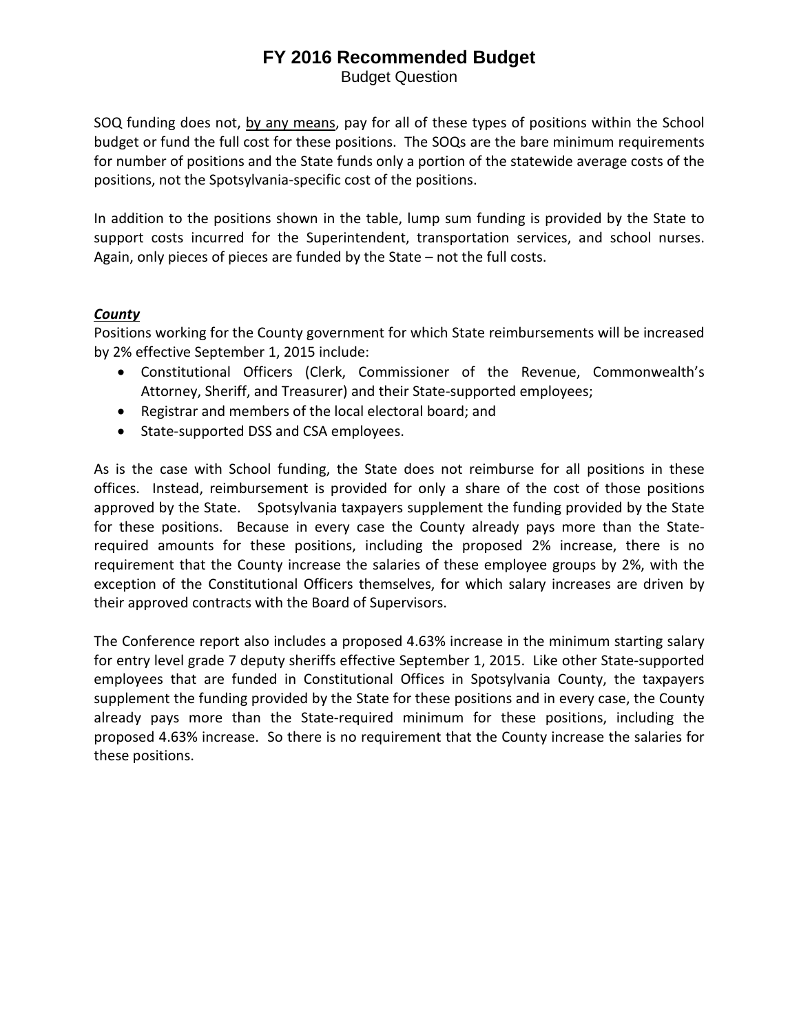SOQ funding does not, by any means, pay for all of these types of positions within the School budget or fund the full cost for these positions. The SOQs are the bare minimum requirements for number of positions and the State funds only a portion of the statewide average costs of the positions, not the Spotsylvania-specific cost of the positions.

In addition to the positions shown in the table, lump sum funding is provided by the State to support costs incurred for the Superintendent, transportation services, and school nurses. Again, only pieces of pieces are funded by the State – not the full costs.

***County***

Positions working for the County government for which State reimbursements will be increased by 2% effective September 1, 2015 include:

- Constitutional Officers (Clerk, Commissioner of the Revenue, Commonwealth's Attorney, Sheriff, and Treasurer) and their State-supported employees;
- Registrar and members of the local electoral board; and
- State-supported DSS and CSA employees.

As is the case with School funding, the State does not reimburse for all positions in these offices. Instead, reimbursement is provided for only a share of the cost of those positions approved by the State. Spotsylvania taxpayers supplement the funding provided by the State for these positions. Because in every case the County already pays more than the State-required amounts for these positions, including the proposed 2% increase, there is no requirement that the County increase the salaries of these employee groups by 2%, with the exception of the Constitutional Officers themselves, for which salary increases are driven by their approved contracts with the Board of Supervisors.

The Conference report also includes a proposed 4.63% increase in the minimum starting salary for entry level grade 7 deputy sheriffs effective September 1, 2015. Like other State-supported employees that are funded in Constitutional Offices in Spotsylvania County, the taxpayers supplement the funding provided by the State for these positions and in every case, the County already pays more than the State-required minimum for these positions, including the proposed 4.63% increase. So there is no requirement that the County increase the salaries for these positions.